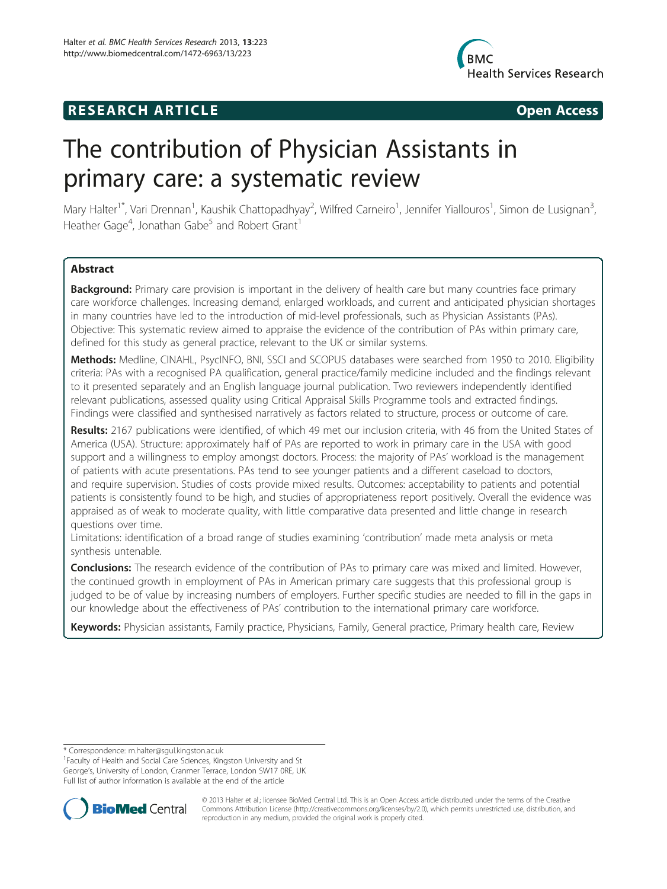RESEARCH ARTICLE Open Access

# The contribution of Physician Assistants in primary care: a systematic review

Mary Halter[1*], Vari Drennan[1], Kaushik Chattopadhyay[2], Wilfred Carneiro[1], Jennifer Yiallouros[1], Simon de Lusignan[3], Heather Gage[4], Jonathan Gabe[5] and Robert Grant[1]

## Abstract

**Background:** Primary care provision is important in the delivery of health care but many countries face primary care workforce challenges. Increasing demand, enlarged workloads, and current and anticipated physician shortages in many countries have led to the introduction of mid-level professionals, such as Physician Assistants (PAs). Objective: This systematic review aimed to appraise the evidence of the contribution of PAs within primary care, defined for this study as general practice, relevant to the UK or similar systems.

**Methods:** Medline, CINAHL, PsycINFO, BNI, SSCI and SCOPUS databases were searched from 1950 to 2010. Eligibility criteria: PAs with a recognised PA qualification, general practice/family medicine included and the findings relevant to it presented separately and an English language journal publication. Two reviewers independently identified relevant publications, assessed quality using Critical Appraisal Skills Programme tools and extracted findings. Findings were classified and synthesised narratively as factors related to structure, process or outcome of care.

**Results:** 2167 publications were identified, of which 49 met our inclusion criteria, with 46 from the United States of America (USA). Structure: approximately half of PAs are reported to work in primary care in the USA with good support and a willingness to employ amongst doctors. Process: the majority of PAs' workload is the management of patients with acute presentations. PAs tend to see younger patients and a different caseload to doctors, and require supervision. Studies of costs provide mixed results. Outcomes: acceptability to patients and potential patients is consistently found to be high, and studies of appropriateness report positively. Overall the evidence was appraised as of weak to moderate quality, with little comparative data presented and little change in research questions over time.

Limitations: identification of a broad range of studies examining 'contribution' made meta analysis or meta synthesis untenable.

**Conclusions:** The research evidence of the contribution of PAs to primary care was mixed and limited. However, the continued growth in employment of PAs in American primary care suggests that this professional group is judged to be of value by increasing numbers of employers. Further specific studies are needed to fill in the gaps in our knowledge about the effectiveness of PAs' contribution to the international primary care workforce.

**Keywords:** Physician assistants, Family practice, Physicians, Family, General practice, Primary health care, Review

* Correspondence: m.halter@sgul.kingston.ac.uk
[1]Faculty of Health and Social Care Sciences, Kingston University and St George's, University of London, Cranmer Terrace, London SW17 0RE, UK
Full list of author information is available at the end of the article

© 2013 Halter et al.; licensee BioMed Central Ltd. This is an Open Access article distributed under the terms of the Creative Commons Attribution License (http://creativecommons.org/licenses/by/2.0), which permits unrestricted use, distribution, and reproduction in any medium, provided the original work is properly cited.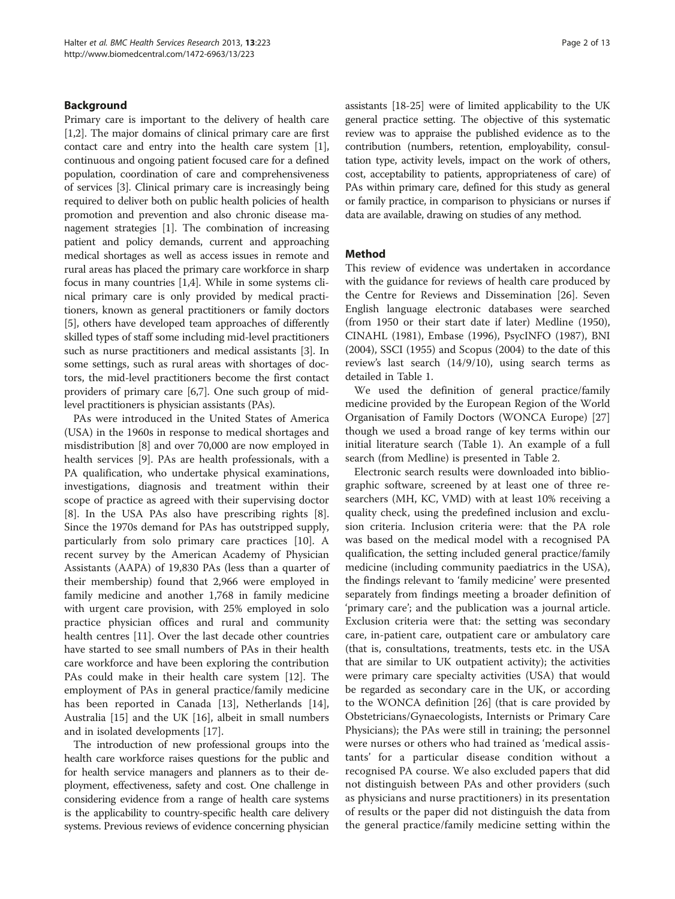## Background

Primary care is important to the delivery of health care [1,2]. The major domains of clinical primary care are first contact care and entry into the health care system [1], continuous and ongoing patient focused care for a defined population, coordination of care and comprehensiveness of services [3]. Clinical primary care is increasingly being required to deliver both on public health policies of health promotion and prevention and also chronic disease management strategies [1]. The combination of increasing patient and policy demands, current and approaching medical shortages as well as access issues in remote and rural areas has placed the primary care workforce in sharp focus in many countries [1,4]. While in some systems clinical primary care is only provided by medical practitioners, known as general practitioners or family doctors [5], others have developed team approaches of differently skilled types of staff some including mid-level practitioners such as nurse practitioners and medical assistants [3]. In some settings, such as rural areas with shortages of doctors, the mid-level practitioners become the first contact providers of primary care [6,7]. One such group of mid-level practitioners is physician assistants (PAs).

PAs were introduced in the United States of America (USA) in the 1960s in response to medical shortages and misdistribution [8] and over 70,000 are now employed in health services [9]. PAs are health professionals, with a PA qualification, who undertake physical examinations, investigations, diagnosis and treatment within their scope of practice as agreed with their supervising doctor [8]. In the USA PAs also have prescribing rights [8]. Since the 1970s demand for PAs has outstripped supply, particularly from solo primary care practices [10]. A recent survey by the American Academy of Physician Assistants (AAPA) of 19,830 PAs (less than a quarter of their membership) found that 2,966 were employed in family medicine and another 1,768 in family medicine with urgent care provision, with 25% employed in solo practice physician offices and rural and community health centres [11]. Over the last decade other countries have started to see small numbers of PAs in their health care workforce and have been exploring the contribution PAs could make in their health care system [12]. The employment of PAs in general practice/family medicine has been reported in Canada [13], Netherlands [14], Australia [15] and the UK [16], albeit in small numbers and in isolated developments [17].

The introduction of new professional groups into the health care workforce raises questions for the public and for health service managers and planners as to their deployment, effectiveness, safety and cost. One challenge in considering evidence from a range of health care systems is the applicability to country-specific health care delivery systems. Previous reviews of evidence concerning physician assistants [18-25] were of limited applicability to the UK general practice setting. The objective of this systematic review was to appraise the published evidence as to the contribution (numbers, retention, employability, consultation type, activity levels, impact on the work of others, cost, acceptability to patients, appropriateness of care) of PAs within primary care, defined for this study as general or family practice, in comparison to physicians or nurses if data are available, drawing on studies of any method.

## Method

This review of evidence was undertaken in accordance with the guidance for reviews of health care produced by the Centre for Reviews and Dissemination [26]. Seven English language electronic databases were searched (from 1950 or their start date if later) Medline (1950), CINAHL (1981), Embase (1996), PsycINFO (1987), BNI (2004), SSCI (1955) and Scopus (2004) to the date of this review's last search (14/9/10), using search terms as detailed in Table 1.

We used the definition of general practice/family medicine provided by the European Region of the World Organisation of Family Doctors (WONCA Europe) [27] though we used a broad range of key terms within our initial literature search (Table 1). An example of a full search (from Medline) is presented in Table 2.

Electronic search results were downloaded into bibliographic software, screened by at least one of three researchers (MH, KC, VMD) with at least 10% receiving a quality check, using the predefined inclusion and exclusion criteria. Inclusion criteria were: that the PA role was based on the medical model with a recognised PA qualification, the setting included general practice/family medicine (including community paediatrics in the USA), the findings relevant to 'family medicine' were presented separately from findings meeting a broader definition of 'primary care'; and the publication was a journal article. Exclusion criteria were that: the setting was secondary care, in-patient care, outpatient care or ambulatory care (that is, consultations, treatments, tests etc. in the USA that are similar to UK outpatient activity); the activities were primary care specialty activities (USA) that would be regarded as secondary care in the UK, or according to the WONCA definition [26] (that is care provided by Obstetricians/Gynaecologists, Internists or Primary Care Physicians); the PAs were still in training; the personnel were nurses or others who had trained as 'medical assistants' for a particular disease condition without a recognised PA course. We also excluded papers that did not distinguish between PAs and other providers (such as physicians and nurse practitioners) in its presentation of results or the paper did not distinguish the data from the general practice/family medicine setting within the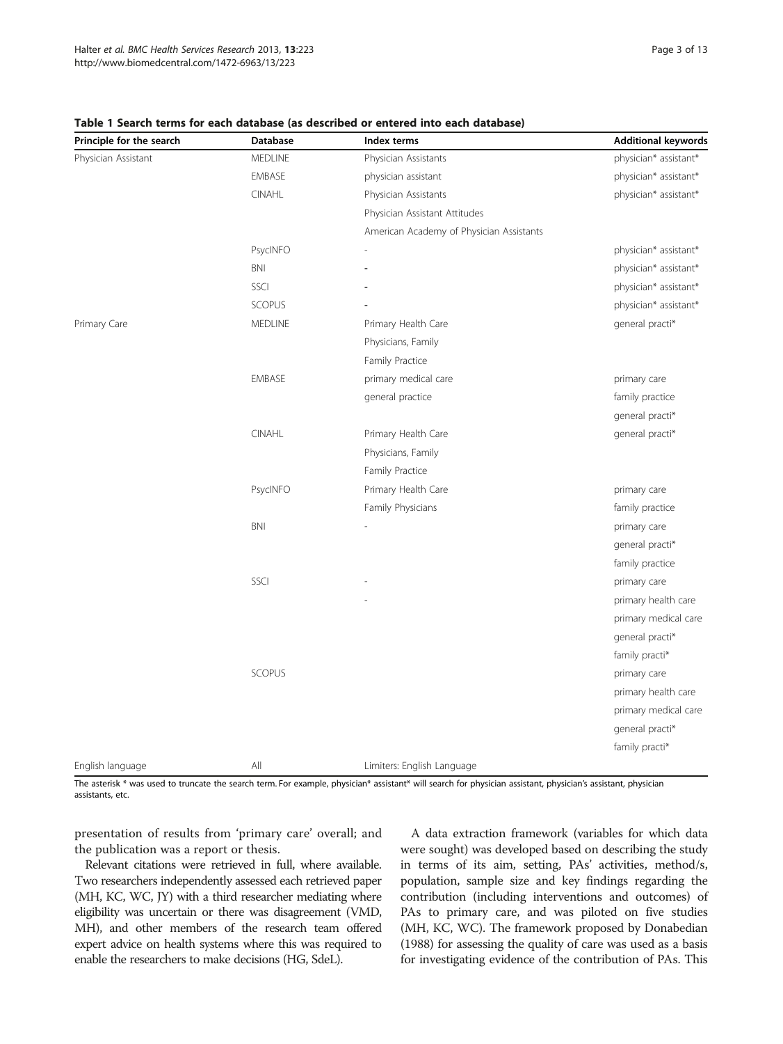**Table 1 Search terms for each database (as described or entered into each database)**

| Principle for the search | Database | Index terms | Additional keywords |
|---|---|---|---|
| Physician Assistant | MEDLINE | Physician Assistants | physician* assistant* |
| | EMBASE | physician assistant | physician* assistant* |
| | CINAHL | Physician Assistants | physician* assistant* |
| | | Physician Assistant Attitudes | |
| | | American Academy of Physician Assistants | |
| | PsycINFO | - | physician* assistant* |
| | BNI | - | physician* assistant* |
| | SSCI | - | physician* assistant* |
| | SCOPUS | - | physician* assistant* |
| Primary Care | MEDLINE | Primary Health Care | general practi* |
| | | Physicians, Family | |
| | | Family Practice | |
| | EMBASE | primary medical care | primary care |
| | | general practice | family practice |
| | | | general practi* |
| | CINAHL | Primary Health Care | general practi* |
| | | Physicians, Family | |
| | | Family Practice | |
| | PsycINFO | Primary Health Care | primary care |
| | | Family Physicians | family practice |
| | BNI | - | primary care |
| | | | general practi* |
| | | | family practice |
| | SSCI | - | primary care |
| | | - | primary health care |
| | | | primary medical care |
| | | | general practi* |
| | | | family practi* |
| | SCOPUS | | primary care |
| | | | primary health care |
| | | | primary medical care |
| | | | general practi* |
| | | | family practi* |
| English language | All | Limiters: English Language | |

The asterisk * was used to truncate the search term. For example, physician* assistant* will search for physician assistant, physician's assistant, physician assistants, etc.

presentation of results from 'primary care' overall; and the publication was a report or thesis.

Relevant citations were retrieved in full, where available. Two researchers independently assessed each retrieved paper (MH, KC, WC, JY) with a third researcher mediating where eligibility was uncertain or there was disagreement (VMD, MH), and other members of the research team offered expert advice on health systems where this was required to enable the researchers to make decisions (HG, SdeL).

A data extraction framework (variables for which data were sought) was developed based on describing the study in terms of its aim, setting, PAs' activities, method/s, population, sample size and key findings regarding the contribution (including interventions and outcomes) of PAs to primary care, and was piloted on five studies (MH, KC, WC). The framework proposed by Donabedian (1988) for assessing the quality of care was used as a basis for investigating evidence of the contribution of PAs. This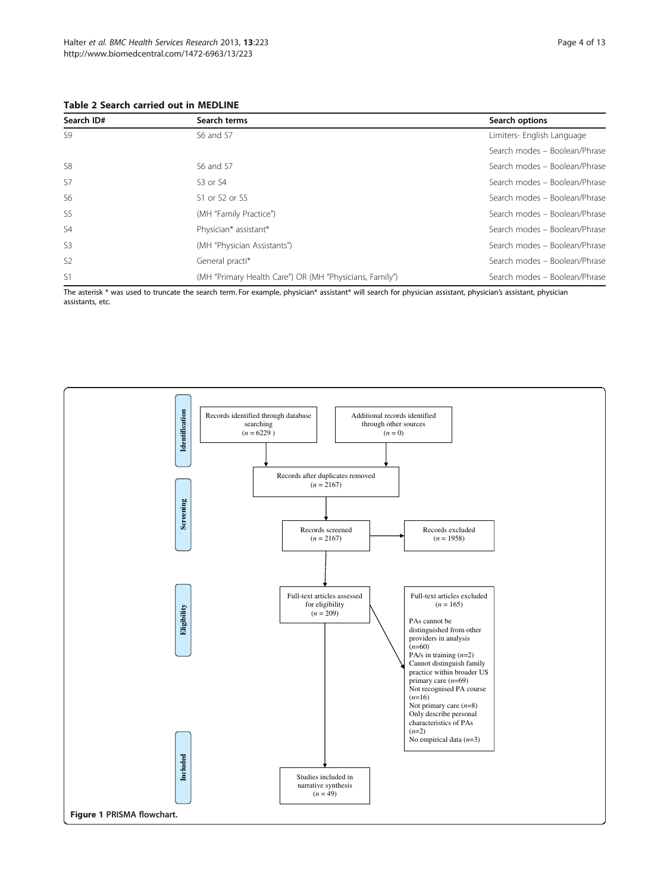**Table 2 Search carried out in MEDLINE**

| Search ID# | Search terms | Search options |
|---|---|---|
| S9 | S6 and S7 | Limiters- English Language |
| | | Search modes – Boolean/Phrase |
| S8 | S6 and S7 | Search modes – Boolean/Phrase |
| S7 | S3 or S4 | Search modes – Boolean/Phrase |
| S6 | S1 or S2 or S5 | Search modes – Boolean/Phrase |
| S5 | (MH "Family Practice") | Search modes – Boolean/Phrase |
| S4 | Physician* assistant* | Search modes – Boolean/Phrase |
| S3 | (MH "Physician Assistants") | Search modes – Boolean/Phrase |
| S2 | General practi* | Search modes – Boolean/Phrase |
| S1 | (MH "Primary Health Care") OR (MH "Physicians, Family") | Search modes – Boolean/Phrase |

The asterisk * was used to truncate the search term. For example, physician* assistant* will search for physician assistant, physician's assistant, physician assistants, etc.

Identification

Records identified through database searching ($n = 6229$)

Additional records identified through other sources ($n = 0$)

Screening

Records after duplicates removed ($n = 2167$)

Records screened ($n = 2167$)

Records excluded ($n = 1958$)

Eligibility

Full-text articles assessed for eligibility ($n = 209$)

Full-text articles excluded ($n = 165$)

PAs cannot be distinguished from other providers in analysis ($n$=60)
PA/s in training ($n$=2)
Cannot distinguish family practice within broader US primary care ($n$=69)
Not recognised PA course ($n$=16)
Not primary care ($n$=8)
Only describe personal characteristics of PAs ($n$=2)
No empirical data ($n$=3)

Included

Studies included in narrative synthesis ($n = 49$)

**Figure 1** PRISMA flowchart.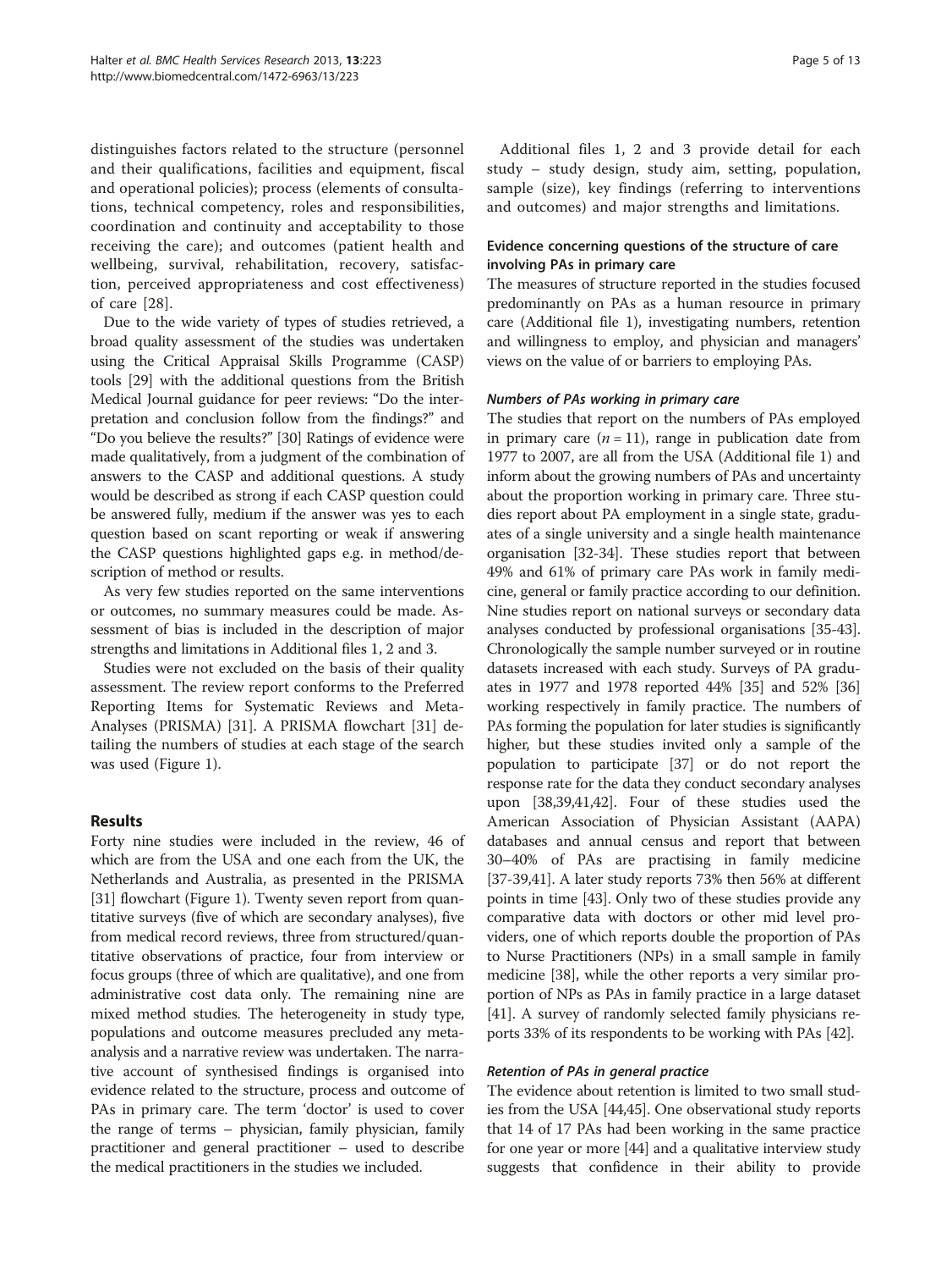distinguishes factors related to the structure (personnel and their qualifications, facilities and equipment, fiscal and operational policies); process (elements of consultations, technical competency, roles and responsibilities, coordination and continuity and acceptability to those receiving the care); and outcomes (patient health and wellbeing, survival, rehabilitation, recovery, satisfaction, perceived appropriateness and cost effectiveness) of care [28].

Due to the wide variety of types of studies retrieved, a broad quality assessment of the studies was undertaken using the Critical Appraisal Skills Programme (CASP) tools [29] with the additional questions from the British Medical Journal guidance for peer reviews: "Do the interpretation and conclusion follow from the findings?" and "Do you believe the results?" [30] Ratings of evidence were made qualitatively, from a judgment of the combination of answers to the CASP and additional questions. A study would be described as strong if each CASP question could be answered fully, medium if the answer was yes to each question based on scant reporting or weak if answering the CASP questions highlighted gaps e.g. in method/description of method or results.

As very few studies reported on the same interventions or outcomes, no summary measures could be made. Assessment of bias is included in the description of major strengths and limitations in Additional files 1, 2 and 3.

Studies were not excluded on the basis of their quality assessment. The review report conforms to the Preferred Reporting Items for Systematic Reviews and Meta-Analyses (PRISMA) [31]. A PRISMA flowchart [31] detailing the numbers of studies at each stage of the search was used (Figure 1).

## Results

Forty nine studies were included in the review, 46 of which are from the USA and one each from the UK, the Netherlands and Australia, as presented in the PRISMA [31] flowchart (Figure 1). Twenty seven report from quantitative surveys (five of which are secondary analyses), five from medical record reviews, three from structured/quantitative observations of practice, four from interview or focus groups (three of which are qualitative), and one from administrative cost data only. The remaining nine are mixed method studies. The heterogeneity in study type, populations and outcome measures precluded any meta-analysis and a narrative review was undertaken. The narrative account of synthesised findings is organised into evidence related to the structure, process and outcome of PAs in primary care. The term 'doctor' is used to cover the range of terms – physician, family physician, family practitioner and general practitioner – used to describe the medical practitioners in the studies we included.

Additional files 1, 2 and 3 provide detail for each study – study design, study aim, setting, population, sample (size), key findings (referring to interventions and outcomes) and major strengths and limitations.

### Evidence concerning questions of the structure of care involving PAs in primary care

The measures of structure reported in the studies focused predominantly on PAs as a human resource in primary care (Additional file 1), investigating numbers, retention and willingness to employ, and physician and managers' views on the value of or barriers to employing PAs.

#### *Numbers of PAs working in primary care*

The studies that report on the numbers of PAs employed in primary care ($n = 11$), range in publication date from 1977 to 2007, are all from the USA (Additional file 1) and inform about the growing numbers of PAs and uncertainty about the proportion working in primary care. Three studies report about PA employment in a single state, graduates of a single university and a single health maintenance organisation [32-34]. These studies report that between 49% and 61% of primary care PAs work in family medicine, general or family practice according to our definition. Nine studies report on national surveys or secondary data analyses conducted by professional organisations [35-43]. Chronologically the sample number surveyed or in routine datasets increased with each study. Surveys of PA graduates in 1977 and 1978 reported 44% [35] and 52% [36] working respectively in family practice. The numbers of PAs forming the population for later studies is significantly higher, but these studies invited only a sample of the population to participate [37] or do not report the response rate for the data they conduct secondary analyses upon [38,39,41,42]. Four of these studies used the American Association of Physician Assistant (AAPA) databases and annual census and report that between 30–40% of PAs are practising in family medicine [37-39,41]. A later study reports 73% then 56% at different points in time [43]. Only two of these studies provide any comparative data with doctors or other mid level providers, one of which reports double the proportion of PAs to Nurse Practitioners (NPs) in a small sample in family medicine [38], while the other reports a very similar proportion of NPs as PAs in family practice in a large dataset [41]. A survey of randomly selected family physicians reports 33% of its respondents to be working with PAs [42].

#### *Retention of PAs in general practice*

The evidence about retention is limited to two small studies from the USA [44,45]. One observational study reports that 14 of 17 PAs had been working in the same practice for one year or more [44] and a qualitative interview study suggests that confidence in their ability to provide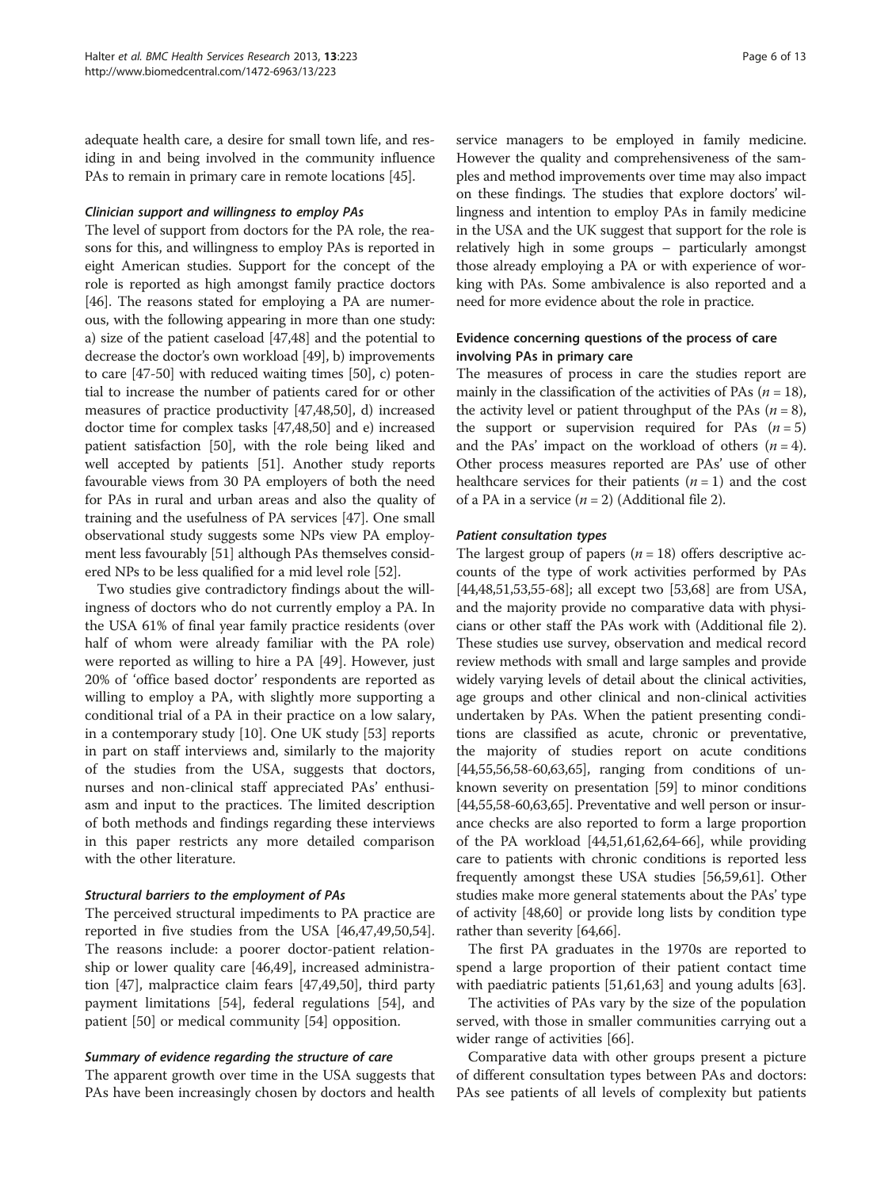adequate health care, a desire for small town life, and residing in and being involved in the community influence PAs to remain in primary care in remote locations [45].

#### *Clinician support and willingness to employ PAs*

The level of support from doctors for the PA role, the reasons for this, and willingness to employ PAs is reported in eight American studies. Support for the concept of the role is reported as high amongst family practice doctors [46]. The reasons stated for employing a PA are numerous, with the following appearing in more than one study: a) size of the patient caseload [47,48] and the potential to decrease the doctor's own workload [49], b) improvements to care [47-50] with reduced waiting times [50], c) potential to increase the number of patients cared for or other measures of practice productivity [47,48,50], d) increased doctor time for complex tasks [47,48,50] and e) increased patient satisfaction [50], with the role being liked and well accepted by patients [51]. Another study reports favourable views from 30 PA employers of both the need for PAs in rural and urban areas and also the quality of training and the usefulness of PA services [47]. One small observational study suggests some NPs view PA employment less favourably [51] although PAs themselves considered NPs to be less qualified for a mid level role [52].

Two studies give contradictory findings about the willingness of doctors who do not currently employ a PA. In the USA 61% of final year family practice residents (over half of whom were already familiar with the PA role) were reported as willing to hire a PA [49]. However, just 20% of 'office based doctor' respondents are reported as willing to employ a PA, with slightly more supporting a conditional trial of a PA in their practice on a low salary, in a contemporary study [10]. One UK study [53] reports in part on staff interviews and, similarly to the majority of the studies from the USA, suggests that doctors, nurses and non-clinical staff appreciated PAs' enthusiasm and input to the practices. The limited description of both methods and findings regarding these interviews in this paper restricts any more detailed comparison with the other literature.

#### *Structural barriers to the employment of PAs*

The perceived structural impediments to PA practice are reported in five studies from the USA [46,47,49,50,54]. The reasons include: a poorer doctor-patient relationship or lower quality care [46,49], increased administration [47], malpractice claim fears [47,49,50], third party payment limitations [54], federal regulations [54], and patient [50] or medical community [54] opposition.

#### *Summary of evidence regarding the structure of care*

The apparent growth over time in the USA suggests that PAs have been increasingly chosen by doctors and health service managers to be employed in family medicine. However the quality and comprehensiveness of the samples and method improvements over time may also impact on these findings. The studies that explore doctors' willingness and intention to employ PAs in family medicine in the USA and the UK suggest that support for the role is relatively high in some groups – particularly amongst those already employing a PA or with experience of working with PAs. Some ambivalence is also reported and a need for more evidence about the role in practice.

### Evidence concerning questions of the process of care involving PAs in primary care

The measures of process in care the studies report are mainly in the classification of the activities of PAs ($n = 18$), the activity level or patient throughput of the PAs ($n = 8$), the support or supervision required for PAs ($n = 5$) and the PAs' impact on the workload of others ($n = 4$). Other process measures reported are PAs' use of other healthcare services for their patients ($n = 1$) and the cost of a PA in a service ($n = 2$) (Additional file 2).

#### *Patient consultation types*

The largest group of papers ($n = 18$) offers descriptive accounts of the type of work activities performed by PAs [44,48,51,53,55-68]; all except two [53,68] are from USA, and the majority provide no comparative data with physicians or other staff the PAs work with (Additional file 2). These studies use survey, observation and medical record review methods with small and large samples and provide widely varying levels of detail about the clinical activities, age groups and other clinical and non-clinical activities undertaken by PAs. When the patient presenting conditions are classified as acute, chronic or preventative, the majority of studies report on acute conditions [44,55,56,58-60,63,65], ranging from conditions of unknown severity on presentation [59] to minor conditions [44,55,58-60,63,65]. Preventative and well person or insurance checks are also reported to form a large proportion of the PA workload [44,51,61,62,64-66], while providing care to patients with chronic conditions is reported less frequently amongst these USA studies [56,59,61]. Other studies make more general statements about the PAs' type of activity [48,60] or provide long lists by condition type rather than severity [64,66].

The first PA graduates in the 1970s are reported to spend a large proportion of their patient contact time with paediatric patients [51,61,63] and young adults [63].

The activities of PAs vary by the size of the population served, with those in smaller communities carrying out a wider range of activities [66].

Comparative data with other groups present a picture of different consultation types between PAs and doctors: PAs see patients of all levels of complexity but patients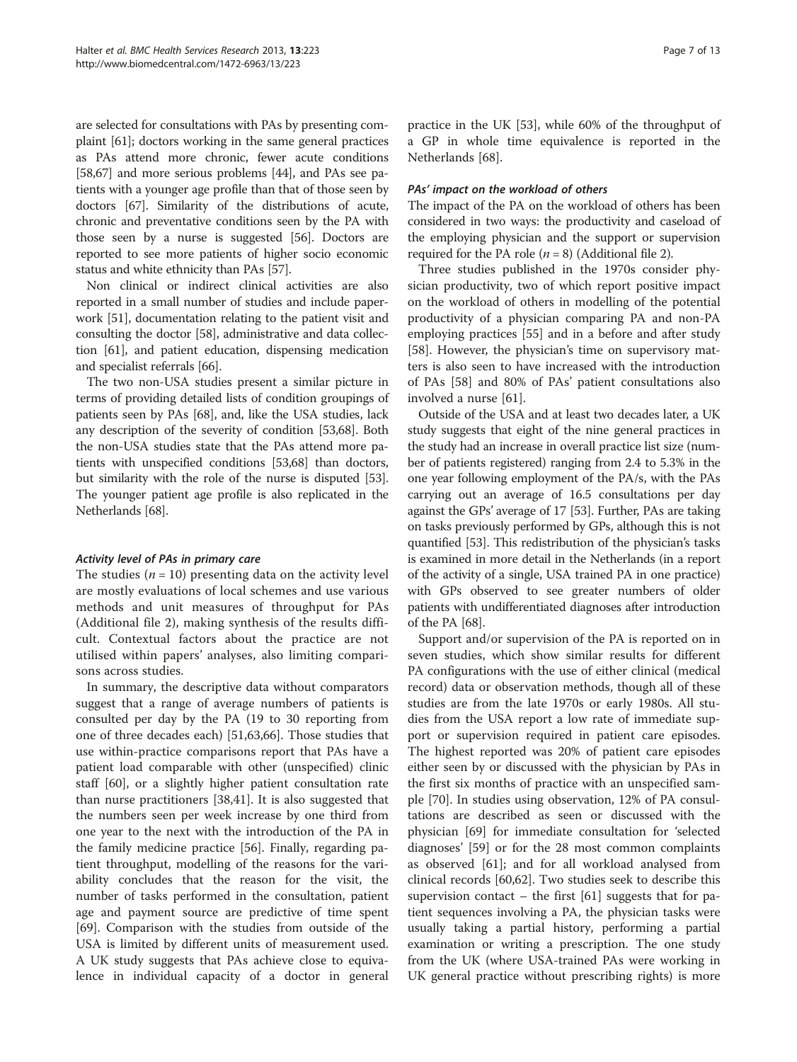are selected for consultations with PAs by presenting complaint [61]; doctors working in the same general practices as PAs attend more chronic, fewer acute conditions [58,67] and more serious problems [44], and PAs see patients with a younger age profile than that of those seen by doctors [67]. Similarity of the distributions of acute, chronic and preventative conditions seen by the PA with those seen by a nurse is suggested [56]. Doctors are reported to see more patients of higher socio economic status and white ethnicity than PAs [57].

Non clinical or indirect clinical activities are also reported in a small number of studies and include paperwork [51], documentation relating to the patient visit and consulting the doctor [58], administrative and data collection [61], and patient education, dispensing medication and specialist referrals [66].

The two non-USA studies present a similar picture in terms of providing detailed lists of condition groupings of patients seen by PAs [68], and, like the USA studies, lack any description of the severity of condition [53,68]. Both the non-USA studies state that the PAs attend more patients with unspecified conditions [53,68] than doctors, but similarity with the role of the nurse is disputed [53]. The younger patient age profile is also replicated in the Netherlands [68].

#### *Activity level of PAs in primary care*

The studies ($n = 10$) presenting data on the activity level are mostly evaluations of local schemes and use various methods and unit measures of throughput for PAs (Additional file 2), making synthesis of the results difficult. Contextual factors about the practice are not utilised within papers' analyses, also limiting comparisons across studies.

In summary, the descriptive data without comparators suggest that a range of average numbers of patients is consulted per day by the PA (19 to 30 reporting from one of three decades each) [51,63,66]. Those studies that use within-practice comparisons report that PAs have a patient load comparable with other (unspecified) clinic staff [60], or a slightly higher patient consultation rate than nurse practitioners [38,41]. It is also suggested that the numbers seen per week increase by one third from one year to the next with the introduction of the PA in the family medicine practice [56]. Finally, regarding patient throughput, modelling of the reasons for the variability concludes that the reason for the visit, the number of tasks performed in the consultation, patient age and payment source are predictive of time spent [69]. Comparison with the studies from outside of the USA is limited by different units of measurement used. A UK study suggests that PAs achieve close to equivalence in individual capacity of a doctor in general practice in the UK [53], while 60% of the throughput of a GP in whole time equivalence is reported in the Netherlands [68].

#### *PAs' impact on the workload of others*

The impact of the PA on the workload of others has been considered in two ways: the productivity and caseload of the employing physician and the support or supervision required for the PA role ($n = 8$) (Additional file 2).

Three studies published in the 1970s consider physician productivity, two of which report positive impact on the workload of others in modelling of the potential productivity of a physician comparing PA and non-PA employing practices [55] and in a before and after study [58]. However, the physician's time on supervisory matters is also seen to have increased with the introduction of PAs [58] and 80% of PAs' patient consultations also involved a nurse [61].

Outside of the USA and at least two decades later, a UK study suggests that eight of the nine general practices in the study had an increase in overall practice list size (number of patients registered) ranging from 2.4 to 5.3% in the one year following employment of the PA/s, with the PAs carrying out an average of 16.5 consultations per day against the GPs' average of 17 [53]. Further, PAs are taking on tasks previously performed by GPs, although this is not quantified [53]. This redistribution of the physician's tasks is examined in more detail in the Netherlands (in a report of the activity of a single, USA trained PA in one practice) with GPs observed to see greater numbers of older patients with undifferentiated diagnoses after introduction of the PA [68].

Support and/or supervision of the PA is reported on in seven studies, which show similar results for different PA configurations with the use of either clinical (medical record) data or observation methods, though all of these studies are from the late 1970s or early 1980s. All studies from the USA report a low rate of immediate support or supervision required in patient care episodes. The highest reported was 20% of patient care episodes either seen by or discussed with the physician by PAs in the first six months of practice with an unspecified sample [70]. In studies using observation, 12% of PA consultations are described as seen or discussed with the physician [69] for immediate consultation for 'selected diagnoses' [59] or for the 28 most common complaints as observed [61]; and for all workload analysed from clinical records [60,62]. Two studies seek to describe this supervision contact – the first [61] suggests that for patient sequences involving a PA, the physician tasks were usually taking a partial history, performing a partial examination or writing a prescription. The one study from the UK (where USA-trained PAs were working in UK general practice without prescribing rights) is more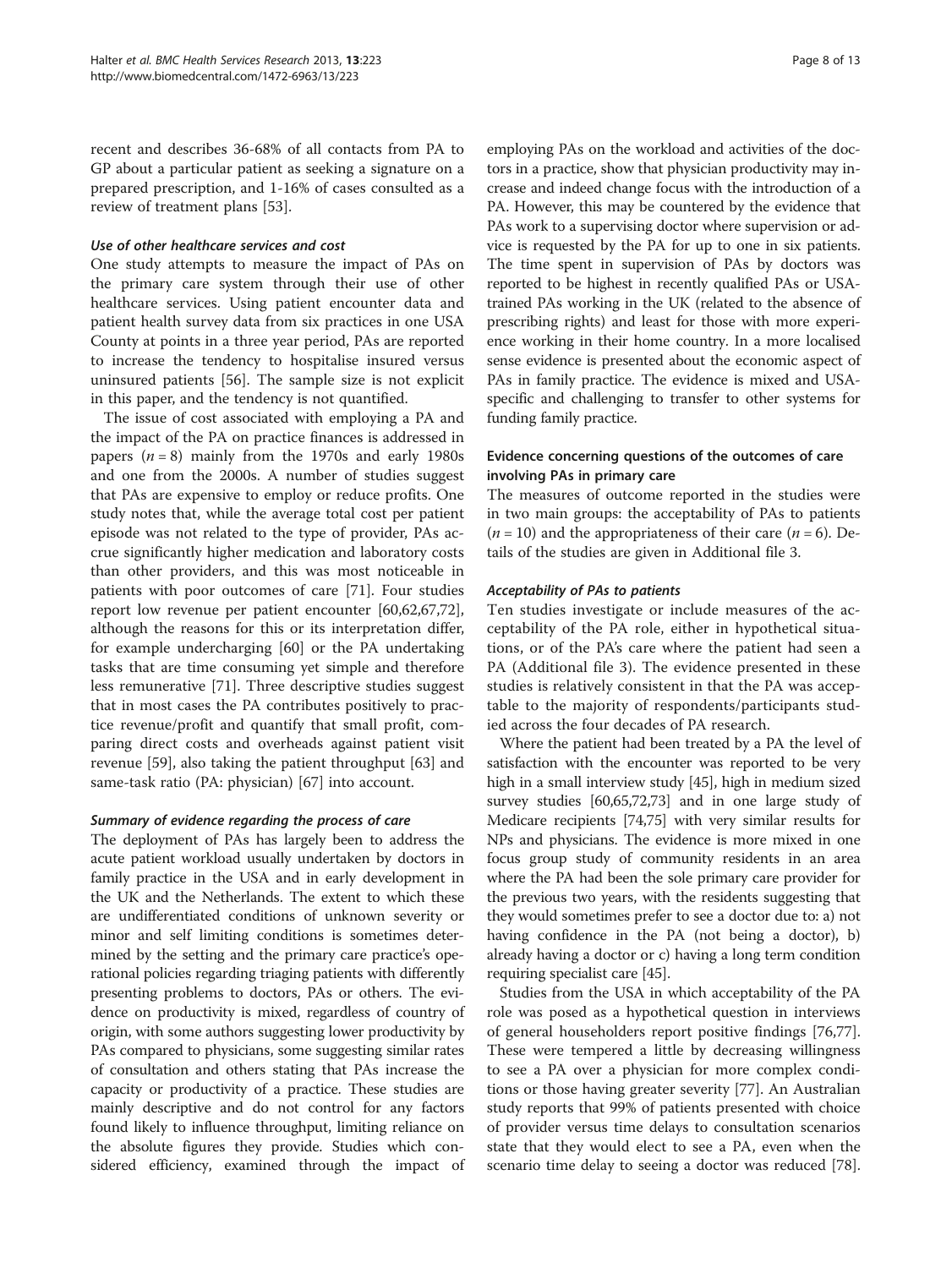recent and describes 36-68% of all contacts from PA to GP about a particular patient as seeking a signature on a prepared prescription, and 1-16% of cases consulted as a review of treatment plans [53].

#### *Use of other healthcare services and cost*

One study attempts to measure the impact of PAs on the primary care system through their use of other healthcare services. Using patient encounter data and patient health survey data from six practices in one USA County at points in a three year period, PAs are reported to increase the tendency to hospitalise insured versus uninsured patients [56]. The sample size is not explicit in this paper, and the tendency is not quantified.

The issue of cost associated with employing a PA and the impact of the PA on practice finances is addressed in papers ($n = 8$) mainly from the 1970s and early 1980s and one from the 2000s. A number of studies suggest that PAs are expensive to employ or reduce profits. One study notes that, while the average total cost per patient episode was not related to the type of provider, PAs accrue significantly higher medication and laboratory costs than other providers, and this was most noticeable in patients with poor outcomes of care [71]. Four studies report low revenue per patient encounter [60,62,67,72], although the reasons for this or its interpretation differ, for example undercharging [60] or the PA undertaking tasks that are time consuming yet simple and therefore less remunerative [71]. Three descriptive studies suggest that in most cases the PA contributes positively to practice revenue/profit and quantify that small profit, comparing direct costs and overheads against patient visit revenue [59], also taking the patient throughput [63] and same-task ratio (PA: physician) [67] into account.

#### *Summary of evidence regarding the process of care*

The deployment of PAs has largely been to address the acute patient workload usually undertaken by doctors in family practice in the USA and in early development in the UK and the Netherlands. The extent to which these are undifferentiated conditions of unknown severity or minor and self limiting conditions is sometimes determined by the setting and the primary care practice's operational policies regarding triaging patients with differently presenting problems to doctors, PAs or others. The evidence on productivity is mixed, regardless of country of origin, with some authors suggesting lower productivity by PAs compared to physicians, some suggesting similar rates of consultation and others stating that PAs increase the capacity or productivity of a practice. These studies are mainly descriptive and do not control for any factors found likely to influence throughput, limiting reliance on the absolute figures they provide. Studies which considered efficiency, examined through the impact of employing PAs on the workload and activities of the doctors in a practice, show that physician productivity may increase and indeed change focus with the introduction of a PA. However, this may be countered by the evidence that PAs work to a supervising doctor where supervision or advice is requested by the PA for up to one in six patients. The time spent in supervision of PAs by doctors was reported to be highest in recently qualified PAs or USA-trained PAs working in the UK (related to the absence of prescribing rights) and least for those with more experience working in their home country. In a more localised sense evidence is presented about the economic aspect of PAs in family practice. The evidence is mixed and USA-specific and challenging to transfer to other systems for funding family practice.

### Evidence concerning questions of the outcomes of care involving PAs in primary care

The measures of outcome reported in the studies were in two main groups: the acceptability of PAs to patients ($n = 10$) and the appropriateness of their care ($n = 6$). Details of the studies are given in Additional file 3.

#### *Acceptability of PAs to patients*

Ten studies investigate or include measures of the acceptability of the PA role, either in hypothetical situations, or of the PA's care where the patient had seen a PA (Additional file 3). The evidence presented in these studies is relatively consistent in that the PA was acceptable to the majority of respondents/participants studied across the four decades of PA research.

Where the patient had been treated by a PA the level of satisfaction with the encounter was reported to be very high in a small interview study [45], high in medium sized survey studies [60,65,72,73] and in one large study of Medicare recipients [74,75] with very similar results for NPs and physicians. The evidence is more mixed in one focus group study of community residents in an area where the PA had been the sole primary care provider for the previous two years, with the residents suggesting that they would sometimes prefer to see a doctor due to: a) not having confidence in the PA (not being a doctor), b) already having a doctor or c) having a long term condition requiring specialist care [45].

Studies from the USA in which acceptability of the PA role was posed as a hypothetical question in interviews of general householders report positive findings [76,77]. These were tempered a little by decreasing willingness to see a PA over a physician for more complex conditions or those having greater severity [77]. An Australian study reports that 99% of patients presented with choice of provider versus time delays to consultation scenarios state that they would elect to see a PA, even when the scenario time delay to seeing a doctor was reduced [78].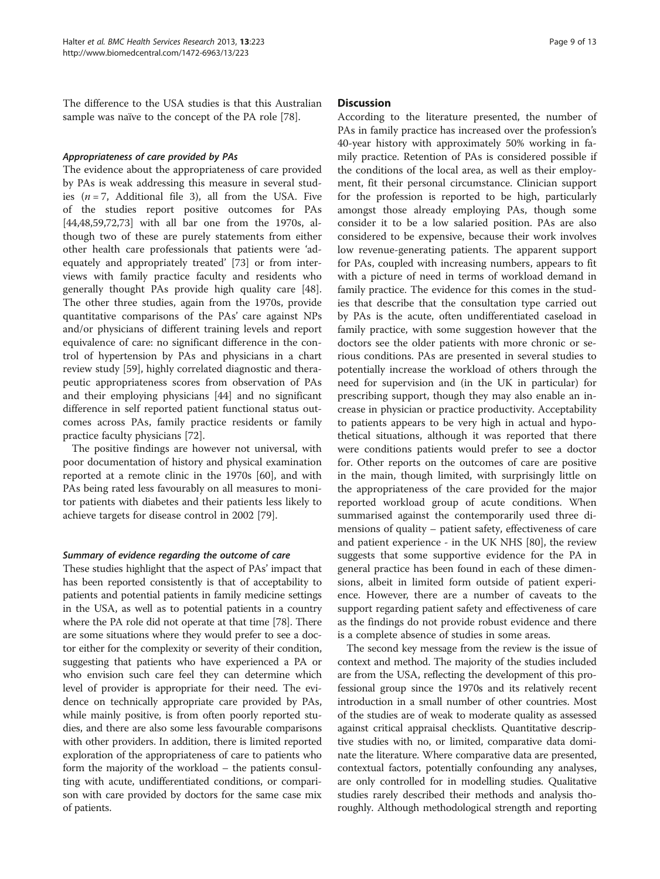The difference to the USA studies is that this Australian sample was naïve to the concept of the PA role [78].

#### *Appropriateness of care provided by PAs*

The evidence about the appropriateness of care provided by PAs is weak addressing this measure in several studies ($n = 7$, Additional file 3), all from the USA. Five of the studies report positive outcomes for PAs [44,48,59,72,73] with all bar one from the 1970s, although two of these are purely statements from either other health care professionals that patients were 'adequately and appropriately treated' [73] or from interviews with family practice faculty and residents who generally thought PAs provide high quality care [48]. The other three studies, again from the 1970s, provide quantitative comparisons of the PAs' care against NPs and/or physicians of different training levels and report equivalence of care: no significant difference in the control of hypertension by PAs and physicians in a chart review study [59], highly correlated diagnostic and therapeutic appropriateness scores from observation of PAs and their employing physicians [44] and no significant difference in self reported patient functional status outcomes across PAs, family practice residents or family practice faculty physicians [72].

The positive findings are however not universal, with poor documentation of history and physical examination reported at a remote clinic in the 1970s [60], and with PAs being rated less favourably on all measures to monitor patients with diabetes and their patients less likely to achieve targets for disease control in 2002 [79].

#### *Summary of evidence regarding the outcome of care*

These studies highlight that the aspect of PAs' impact that has been reported consistently is that of acceptability to patients and potential patients in family medicine settings in the USA, as well as to potential patients in a country where the PA role did not operate at that time [78]. There are some situations where they would prefer to see a doctor either for the complexity or severity of their condition, suggesting that patients who have experienced a PA or who envision such care feel they can determine which level of provider is appropriate for their need. The evidence on technically appropriate care provided by PAs, while mainly positive, is from often poorly reported studies, and there are also some less favourable comparisons with other providers. In addition, there is limited reported exploration of the appropriateness of care to patients who form the majority of the workload – the patients consulting with acute, undifferentiated conditions, or comparison with care provided by doctors for the same case mix of patients.

## Discussion

According to the literature presented, the number of PAs in family practice has increased over the profession's 40-year history with approximately 50% working in family practice. Retention of PAs is considered possible if the conditions of the local area, as well as their employment, fit their personal circumstance. Clinician support for the profession is reported to be high, particularly amongst those already employing PAs, though some consider it to be a low salaried position. PAs are also considered to be expensive, because their work involves low revenue-generating patients. The apparent support for PAs, coupled with increasing numbers, appears to fit with a picture of need in terms of workload demand in family practice. The evidence for this comes in the studies that describe that the consultation type carried out by PAs is the acute, often undifferentiated caseload in family practice, with some suggestion however that the doctors see the older patients with more chronic or serious conditions. PAs are presented in several studies to potentially increase the workload of others through the need for supervision and (in the UK in particular) for prescribing support, though they may also enable an increase in physician or practice productivity. Acceptability to patients appears to be very high in actual and hypothetical situations, although it was reported that there were conditions patients would prefer to see a doctor for. Other reports on the outcomes of care are positive in the main, though limited, with surprisingly little on the appropriateness of the care provided for the major reported workload group of acute conditions. When summarised against the contemporarily used three dimensions of quality – patient safety, effectiveness of care and patient experience - in the UK NHS [80], the review suggests that some supportive evidence for the PA in general practice has been found in each of these dimensions, albeit in limited form outside of patient experience. However, there are a number of caveats to the support regarding patient safety and effectiveness of care as the findings do not provide robust evidence and there is a complete absence of studies in some areas.

The second key message from the review is the issue of context and method. The majority of the studies included are from the USA, reflecting the development of this professional group since the 1970s and its relatively recent introduction in a small number of other countries. Most of the studies are of weak to moderate quality as assessed against critical appraisal checklists. Quantitative descriptive studies with no, or limited, comparative data dominate the literature. Where comparative data are presented, contextual factors, potentially confounding any analyses, are only controlled for in modelling studies. Qualitative studies rarely described their methods and analysis thoroughly. Although methodological strength and reporting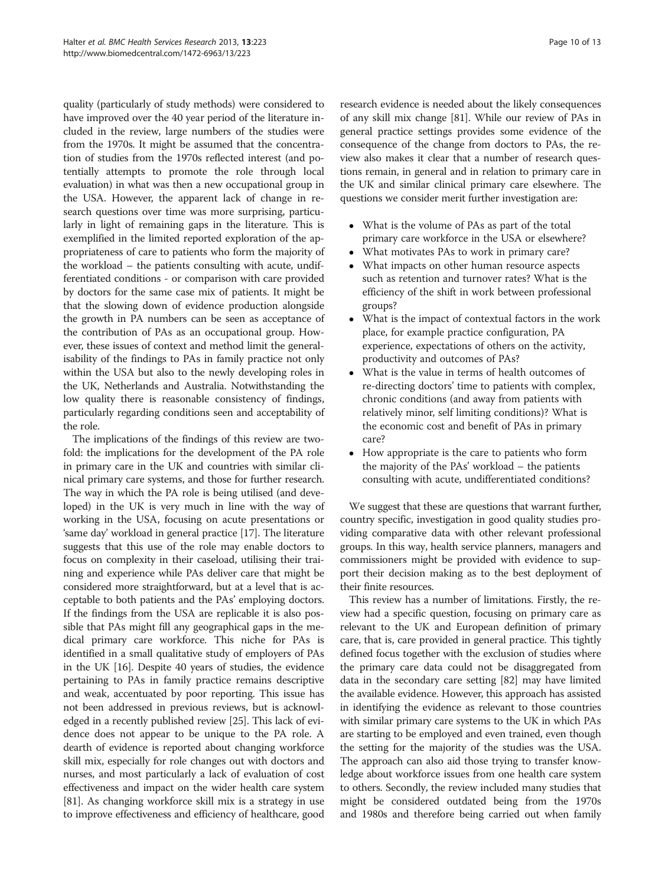quality (particularly of study methods) were considered to have improved over the 40 year period of the literature included in the review, large numbers of the studies were from the 1970s. It might be assumed that the concentration of studies from the 1970s reflected interest (and potentially attempts to promote the role through local evaluation) in what was then a new occupational group in the USA. However, the apparent lack of change in research questions over time was more surprising, particularly in light of remaining gaps in the literature. This is exemplified in the limited reported exploration of the appropriateness of care to patients who form the majority of the workload – the patients consulting with acute, undifferentiated conditions - or comparison with care provided by doctors for the same case mix of patients. It might be that the slowing down of evidence production alongside the growth in PA numbers can be seen as acceptance of the contribution of PAs as an occupational group. However, these issues of context and method limit the generalisability of the findings to PAs in family practice not only within the USA but also to the newly developing roles in the UK, Netherlands and Australia. Notwithstanding the low quality there is reasonable consistency of findings, particularly regarding conditions seen and acceptability of the role.

The implications of the findings of this review are twofold: the implications for the development of the PA role in primary care in the UK and countries with similar clinical primary care systems, and those for further research. The way in which the PA role is being utilised (and developed) in the UK is very much in line with the way of working in the USA, focusing on acute presentations or 'same day' workload in general practice [17]. The literature suggests that this use of the role may enable doctors to focus on complexity in their caseload, utilising their training and experience while PAs deliver care that might be considered more straightforward, but at a level that is acceptable to both patients and the PAs' employing doctors. If the findings from the USA are replicable it is also possible that PAs might fill any geographical gaps in the medical primary care workforce. This niche for PAs is identified in a small qualitative study of employers of PAs in the UK [16]. Despite 40 years of studies, the evidence pertaining to PAs in family practice remains descriptive and weak, accentuated by poor reporting. This issue has not been addressed in previous reviews, but is acknowledged in a recently published review [25]. This lack of evidence does not appear to be unique to the PA role. A dearth of evidence is reported about changing workforce skill mix, especially for role changes out with doctors and nurses, and most particularly a lack of evaluation of cost effectiveness and impact on the wider health care system [81]. As changing workforce skill mix is a strategy in use to improve effectiveness and efficiency of healthcare, good research evidence is needed about the likely consequences of any skill mix change [81]. While our review of PAs in general practice settings provides some evidence of the consequence of the change from doctors to PAs, the review also makes it clear that a number of research questions remain, in general and in relation to primary care in the UK and similar clinical primary care elsewhere. The questions we consider merit further investigation are:

- What is the volume of PAs as part of the total primary care workforce in the USA or elsewhere?
- What motivates PAs to work in primary care?
- What impacts on other human resource aspects such as retention and turnover rates? What is the efficiency of the shift in work between professional groups?
- What is the impact of contextual factors in the work place, for example practice configuration, PA experience, expectations of others on the activity, productivity and outcomes of PAs?
- What is the value in terms of health outcomes of re-directing doctors' time to patients with complex, chronic conditions (and away from patients with relatively minor, self limiting conditions)? What is the economic cost and benefit of PAs in primary care?
- How appropriate is the care to patients who form the majority of the PAs' workload – the patients consulting with acute, undifferentiated conditions?

We suggest that these are questions that warrant further, country specific, investigation in good quality studies providing comparative data with other relevant professional groups. In this way, health service planners, managers and commissioners might be provided with evidence to support their decision making as to the best deployment of their finite resources.

This review has a number of limitations. Firstly, the review had a specific question, focusing on primary care as relevant to the UK and European definition of primary care, that is, care provided in general practice. This tightly defined focus together with the exclusion of studies where the primary care data could not be disaggregated from data in the secondary care setting [82] may have limited the available evidence. However, this approach has assisted in identifying the evidence as relevant to those countries with similar primary care systems to the UK in which PAs are starting to be employed and even trained, even though the setting for the majority of the studies was the USA. The approach can also aid those trying to transfer knowledge about workforce issues from one health care system to others. Secondly, the review included many studies that might be considered outdated being from the 1970s and 1980s and therefore being carried out when family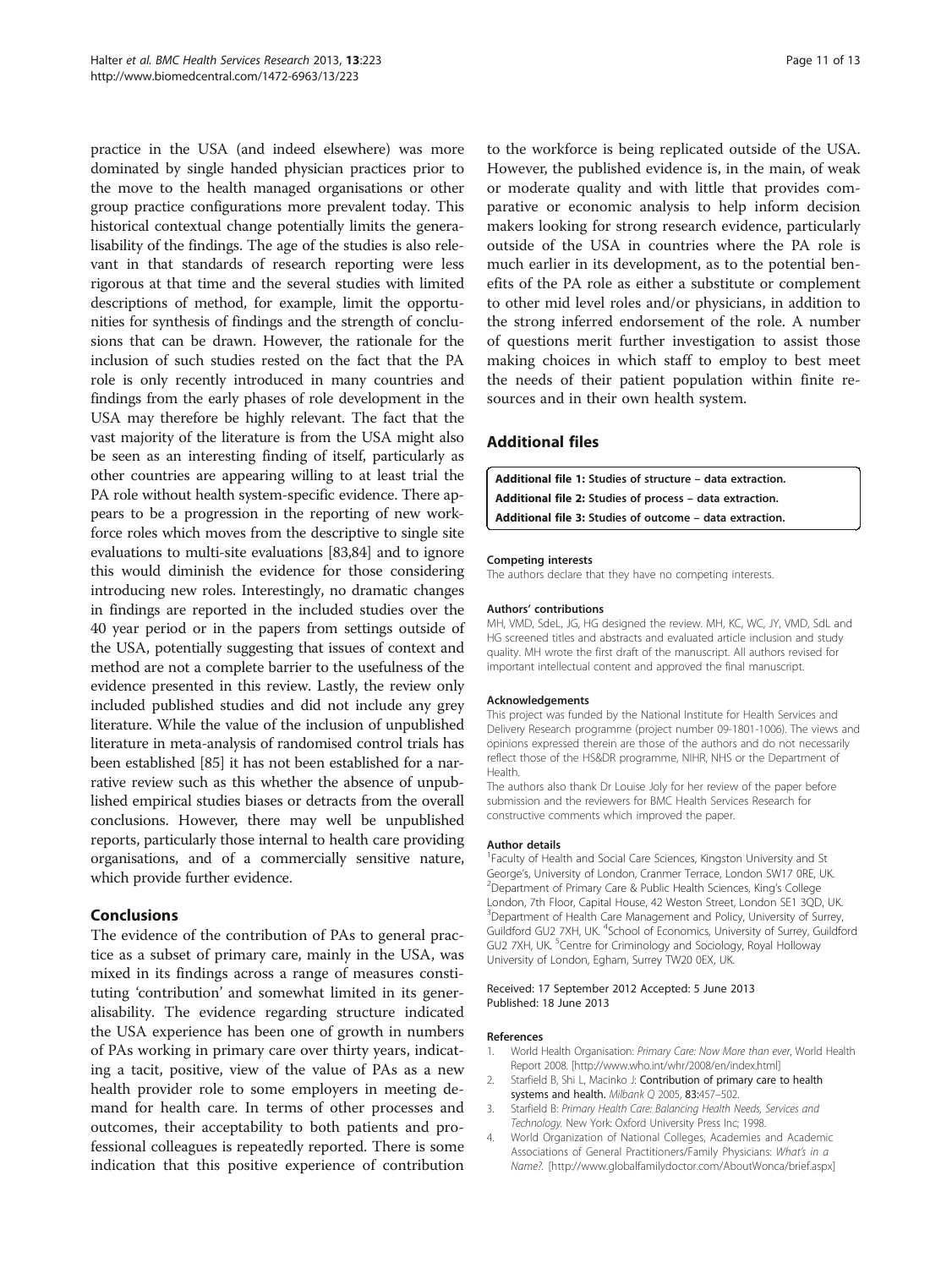practice in the USA (and indeed elsewhere) was more dominated by single handed physician practices prior to the move to the health managed organisations or other group practice configurations more prevalent today. This historical contextual change potentially limits the generalisability of the findings. The age of the studies is also relevant in that standards of research reporting were less rigorous at that time and the several studies with limited descriptions of method, for example, limit the opportunities for synthesis of findings and the strength of conclusions that can be drawn. However, the rationale for the inclusion of such studies rested on the fact that the PA role is only recently introduced in many countries and findings from the early phases of role development in the USA may therefore be highly relevant. The fact that the vast majority of the literature is from the USA might also be seen as an interesting finding of itself, particularly as other countries are appearing willing to at least trial the PA role without health system-specific evidence. There appears to be a progression in the reporting of new workforce roles which moves from the descriptive to single site evaluations to multi-site evaluations [83,84] and to ignore this would diminish the evidence for those considering introducing new roles. Interestingly, no dramatic changes in findings are reported in the included studies over the 40 year period or in the papers from settings outside of the USA, potentially suggesting that issues of context and method are not a complete barrier to the usefulness of the evidence presented in this review. Lastly, the review only included published studies and did not include any grey literature. While the value of the inclusion of unpublished literature in meta-analysis of randomised control trials has been established [85] it has not been established for a narrative review such as this whether the absence of unpublished empirical studies biases or detracts from the overall conclusions. However, there may well be unpublished reports, particularly those internal to health care providing organisations, and of a commercially sensitive nature, which provide further evidence.

## Conclusions

The evidence of the contribution of PAs to general practice as a subset of primary care, mainly in the USA, was mixed in its findings across a range of measures constituting 'contribution' and somewhat limited in its generalisability. The evidence regarding structure indicated the USA experience has been one of growth in numbers of PAs working in primary care over thirty years, indicating a tacit, positive, view of the value of PAs as a new health provider role to some employers in meeting demand for health care. In terms of other processes and outcomes, their acceptability to both patients and professional colleagues is repeatedly reported. There is some indication that this positive experience of contribution to the workforce is being replicated outside of the USA. However, the published evidence is, in the main, of weak or moderate quality and with little that provides comparative or economic analysis to help inform decision makers looking for strong research evidence, particularly outside of the USA in countries where the PA role is much earlier in its development, as to the potential benefits of the PA role as either a substitute or complement to other mid level roles and/or physicians, in addition to the strong inferred endorsement of the role. A number of questions merit further investigation to assist those making choices in which staff to employ to best meet the needs of their patient population within finite resources and in their own health system.

## Additional files

**Additional file 1:** Studies of structure – data extraction.

**Additional file 2:** Studies of process – data extraction.

**Additional file 3:** Studies of outcome – data extraction.

#### Competing interests

The authors declare that they have no competing interests.

#### Authors' contributions

MH, VMD, SdeL, JG, HG designed the review. MH, KC, WC, JY, VMD, SdL and HG screened titles and abstracts and evaluated article inclusion and study quality. MH wrote the first draft of the manuscript. All authors revised for important intellectual content and approved the final manuscript.

#### Acknowledgements

This project was funded by the National Institute for Health Services and Delivery Research programme (project number 09-1801-1006). The views and opinions expressed therein are those of the authors and do not necessarily reflect those of the HS&DR programme, NIHR, NHS or the Department of Health.

The authors also thank Dr Louise Joly for her review of the paper before submission and the reviewers for BMC Health Services Research for constructive comments which improved the paper.

#### Author details

[1]Faculty of Health and Social Care Sciences, Kingston University and St George's, University of London, Cranmer Terrace, London SW17 0RE, UK. [2]Department of Primary Care & Public Health Sciences, King's College London, 7th Floor, Capital House, 42 Weston Street, London SE1 3QD, UK. [3]Department of Health Care Management and Policy, University of Surrey, Guildford GU2 7XH, UK. [4]School of Economics, University of Surrey, Guildford GU2 7XH, UK. [5]Centre for Criminology and Sociology, Royal Holloway University of London, Egham, Surrey TW20 0EX, UK.

Received: 17 September 2012 Accepted: 5 June 2013
Published: 18 June 2013

#### References

1. World Health Organisation: *Primary Care: Now More than ever*, World Health Report 2008. [http://www.who.int/whr/2008/en/index.html]
2. Starfield B, Shi L, Macinko J: **Contribution of primary care to health systems and health.** *Milbank Q* 2005, **83:**457–502.
3. Starfield B: *Primary Health Care: Balancing Health Needs, Services and Technology.* New York: Oxford University Press Inc; 1998.
4. World Organization of National Colleges, Academies and Academic Associations of General Practitioners/Family Physicians: *What's in a Name?.* [http://www.globalfamilydoctor.com/AboutWonca/brief.aspx]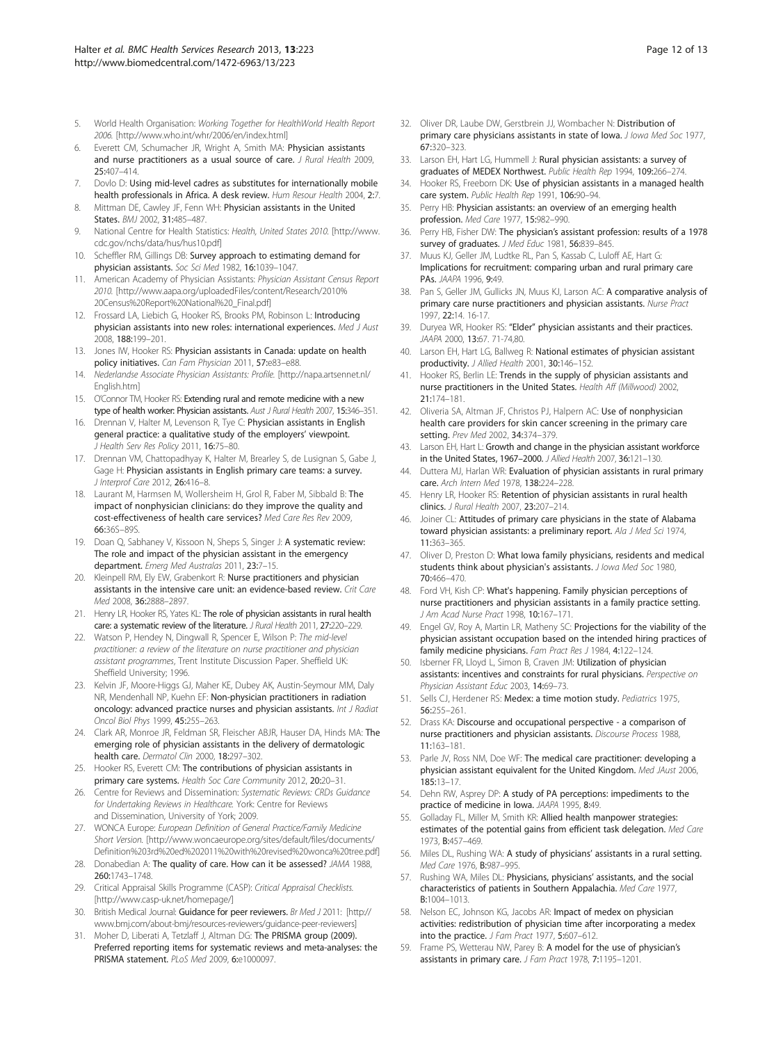5. World Health Organisation: *Working Together for HealthWorld Health Report 2006.* [http://www.who.int/whr/2006/en/index.html]
6. Everett CM, Schumacher JR, Wright A, Smith MA: **Physician assistants and nurse practitioners as a usual source of care.** *J Rural Health* 2009, **25:**407–414.
7. Dovlo D: **Using mid-level cadres as substitutes for internationally mobile health professionals in Africa. A desk review.** *Hum Resour Health* 2004, **2:**7.
8. Mittman DE, Cawley JF, Fenn WH: **Physician assistants in the United States.** *BMJ* 2002, **31:**485–487.
9. National Centre for Health Statistics: *Health, United States 2010.* [http://www.cdc.gov/nchs/data/hus/hus10.pdf]
10. Scheffler RM, Gillings DB: **Survey approach to estimating demand for physician assistants.** *Soc Sci Med* 1982, **16:**1039–1047.
11. American Academy of Physician Assistants: *Physician Assistant Census Report 2010.* [http://www.aapa.org/uploadedFiles/content/Research/2010%20Census%20Report%20National%20_Final.pdf]
12. Frossard LA, Liebich G, Hooker RS, Brooks PM, Robinson L: **Introducing physician assistants into new roles: international experiences.** *Med J Aust* 2008, **188:**199–201.
13. Jones IW, Hooker RS: **Physician assistants in Canada: update on health policy initiatives.** *Can Fam Physician* 2011, **57:**e83–e88.
14. *Nederlandse Associate Physician Assistants: Profile.* [http://napa.artsennet.nl/English.htm]
15. O'Connor TM, Hooker RS: **Extending rural and remote medicine with a new type of health worker: Physician assistants.** *Aust J Rural Health* 2007, **15:**346–351.
16. Drennan V, Halter M, Levenson R, Tye C: **Physician assistants in English general practice: a qualitative study of the employers' viewpoint.** *J Health Serv Res Policy* 2011, **16:**75–80.
17. Drennan VM, Chattopadhyay K, Halter M, Brearley S, de Lusignan S, Gabe J, Gage H: **Physician assistants in English primary care teams: a survey.** *J Interprof Care* 2012, **26:**416–8.
18. Laurant M, Harmsen M, Wollersheim H, Grol R, Faber M, Sibbald B: **The impact of nonphysician clinicians: do they improve the quality and cost-effectiveness of health care services?** *Med Care Res Rev* 2009, **66:**36S–89S.
19. Doan Q, Sabhaney V, Kissoon N, Sheps S, Singer J: **A systematic review: The role and impact of the physician assistant in the emergency department.** *Emerg Med Australas* 2011, **23:**7–15.
20. Kleinpell RM, Ely EW, Grabenkort R: **Nurse practitioners and physician assistants in the intensive care unit: an evidence-based review.** *Crit Care Med* 2008, **36:**2888–2897.
21. Henry LR, Hooker RS, Yates KL: **The role of physician assistants in rural health care: a systematic review of the literature.** *J Rural Health* 2011, **27:**220–229.
22. Watson P, Hendey N, Dingwall R, Spencer E, Wilson P: *The mid-level practitioner: a review of the literature on nurse practitioner and physician assistant programmes*, Trent Institute Discussion Paper. Sheffield UK: Sheffield University; 1996.
23. Kelvin JF, Moore-Higgs GJ, Maher KE, Dubey AK, Austin-Seymour MM, Daly NR, Mendenhall NP, Kuehn EF: **Non-physician practitioners in radiation oncology: advanced practice nurses and physician assistants.** *Int J Radiat Oncol Biol Phys* 1999, **45:**255–263.
24. Clark AR, Monroe JR, Feldman SR, Fleischer ABJR, Hauser DA, Hinds MA: **The emerging role of physician assistants in the delivery of dermatologic health care.** *Dermatol Clin* 2000, **18:**297–302.
25. Hooker RS, Everett CM: **The contributions of physician assistants in primary care systems.** *Health Soc Care Community* 2012, **20:**20–31.
26. Centre for Reviews and Dissemination: *Systematic Reviews: CRDs Guidance for Undertaking Reviews in Healthcare.* York: Centre for Reviews and Dissemination, University of York; 2009.
27. WONCA Europe: *European Definition of General Practice/Family Medicine Short Version.* [http://www.woncaeurope.org/sites/default/files/documents/Definition%203rd%20ed%202011%20with%20revised%20wonca%20tree.pdf]
28. Donabedian A: **The quality of care. How can it be assessed?** *JAMA* 1988, **260:**1743–1748.
29. Critical Appraisal Skills Programme (CASP): *Critical Appraisal Checklists.* [http://www.casp-uk.net/homepage/]
30. British Medical Journal: **Guidance for peer reviewers.** *Br Med J* 2011: [http://www.bmj.com/about-bmj/resources-reviewers/guidance-peer-reviewers]
31. Moher D, Liberati A, Tetzlaff J, Altman DG: **The PRISMA group (2009). Preferred reporting items for systematic reviews and meta-analyses: the PRISMA statement.** *PLoS Med* 2009, **6:**e1000097.
32. Oliver DR, Laube DW, Gerstbrein JJ, Wombacher N: **Distribution of primary care physicians assistants in state of Iowa.** *J Iowa Med Soc* 1977, **67:**320–323.
33. Larson EH, Hart LG, Hummell J: **Rural physician assistants: a survey of graduates of MEDEX Northwest.** *Public Health Rep* 1994, **109:**266–274.
34. Hooker RS, Freeborn DK: **Use of physician assistants in a managed health care system.** *Public Health Rep* 1991, **106:**90–94.
35. Perry HB: **Physician assistants: an overview of an emerging health profession.** *Med Care* 1977, **15:**982–990.
36. Perry HB, Fisher DW: **The physician's assistant profession: results of a 1978 survey of graduates.** *J Med Educ* 1981, **56:**839–845.
37. Muus KJ, Geller JM, Ludtke RL, Pan S, Kassab C, Luloff AE, Hart G: **Implications for recruitment: comparing urban and rural primary care PAs.** *JAAPA* 1996, **9:**49.
38. Pan S, Geller JM, Gullicks JN, Muus KJ, Larson AC: **A comparative analysis of primary care nurse practitioners and physician assistants.** *Nurse Pract* 1997, **22:**14. 16-17.
39. Duryea WR, Hooker RS: **"Elder" physician assistants and their practices.** *JAAPA* 2000, **13:**67. 71-74,80.
40. Larson EH, Hart LG, Ballweg R: **National estimates of physician assistant productivity.** *J Allied Health* 2001, **30:**146–152.
41. Hooker RS, Berlin LE: **Trends in the supply of physician assistants and nurse practitioners in the United States.** *Health Aff (Millwood)* 2002, **21:**174–181.
42. Oliveria SA, Altman JF, Christos PJ, Halpern AC: **Use of nonphysician health care providers for skin cancer screening in the primary care setting.** *Prev Med* 2002, **34:**374–379.
43. Larson EH, Hart L: **Growth and change in the physician assistant workforce in the United States, 1967–2000.** *J Allied Health* 2007, **36:**121–130.
44. Duttera MJ, Harlan WR: **Evaluation of physician assistants in rural primary care.** *Arch Intern Med* 1978, **138:**224–228.
45. Henry LR, Hooker RS: **Retention of physician assistants in rural health clinics.** *J Rural Health* 2007, **23:**207–214.
46. Joiner CL: **Attitudes of primary care physicians in the state of Alabama toward physician assistants: a preliminary report.** *Ala J Med Sci* 1974, **11:**363–365.
47. Oliver D, Preston D: **What Iowa family physicians, residents and medical students think about physician's assistants.** *J Iowa Med Soc* 1980, **70:**466–470.
48. Ford VH, Kish CP: **What's happening. Family physician perceptions of nurse practitioners and physician assistants in a family practice setting.** *J Am Acad Nurse Pract* 1998, **10:**167–171.
49. Engel GV, Roy A, Martin LR, Matheny SC: **Projections for the viability of the physician assistant occupation based on the intended hiring practices of family medicine physicians.** *Fam Pract Res J* 1984, **4:**122–124.
50. Isberner FR, Lloyd L, Simon B, Craven JM: **Utilization of physician assistants: incentives and constraints for rural physicians.** *Perspective on Physician Assistant Educ* 2003, **14:**69–73.
51. Sells CJ, Herdener RS: **Medex: a time motion study.** *Pediatrics* 1975, **56:**255–261.
52. Drass KA: **Discourse and occupational perspective - a comparison of nurse practitioners and physician assistants.** *Discourse Process* 1988, **11:**163–181.
53. Parle JV, Ross NM, Doe WF: **The medical care practitioner: developing a physician assistant equivalent for the United Kingdom.** *Med JAust* 2006, **185:**13–17.
54. Dehn RW, Asprey DP: **A study of PA perceptions: impediments to the practice of medicine in Iowa.** *JAAPA* 1995, **8:**49.
55. Golladay FL, Miller M, Smith KR: **Allied health manpower strategies: estimates of the potential gains from efficient task delegation.** *Med Care* 1973, **B:**457–469.
56. Miles DL, Rushing WA: **A study of physicians' assistants in a rural setting.** *Med Care* 1976, **B:**987–995.
57. Rushing WA, Miles DL: **Physicians, physicians' assistants, and the social characteristics of patients in Southern Appalachia.** *Med Care* 1977, **B:**1004–1013.
58. Nelson EC, Johnson KG, Jacobs AR: **Impact of medex on physician activities: redistribution of physician time after incorporating a medex into the practice.** *J Fam Pract* 1977, **5:**607–612.
59. Frame PS, Wetterau NW, Parey B: **A model for the use of physician's assistants in primary care.** *J Fam Pract* 1978, **7:**1195–1201.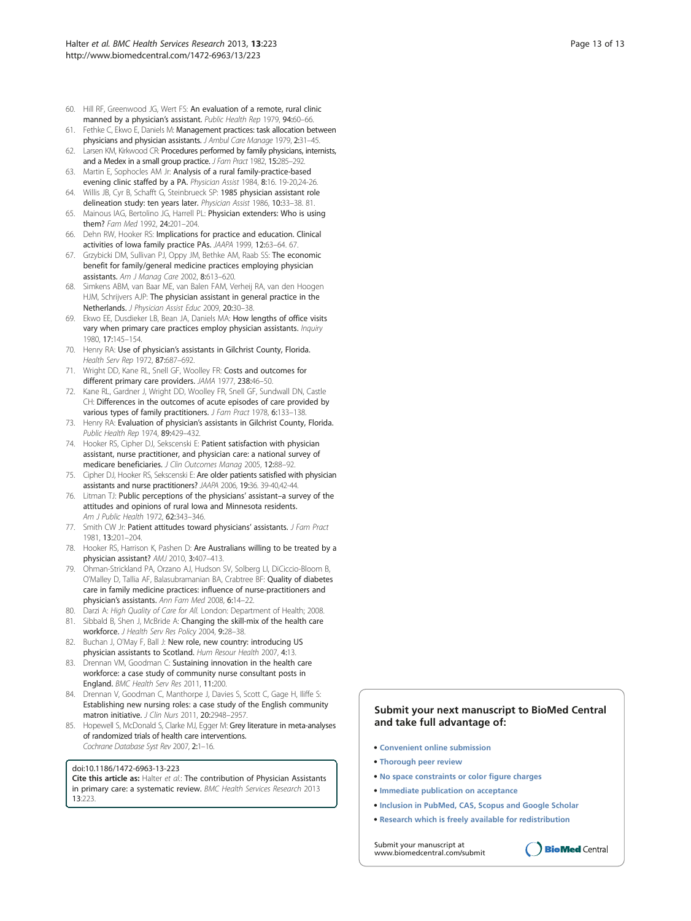60. Hill RF, Greenwood JG, Wert FS: An evaluation of a remote, rural clinic manned by a physician's assistant. *Public Health Rep* 1979, **94**:60–66.
61. Fethke C, Ekwo E, Daniels M: Management practices: task allocation between physicians and physician assistants. *J Ambul Care Manage* 1979, **2**:31–45.
62. Larsen KM, Kirkwood CR: Procedures performed by family physicians, internists, and a Medex in a small group practice. *J Fam Pract* 1982, **15**:285–292.
63. Martin E, Sophocles AM Jr: Analysis of a rural family-practice-based evening clinic staffed by a PA. *Physician Assist* 1984, **8**:16. 19-20,24-26.
64. Willis JB, Cyr B, Schafft G, Steinbrueck SP: 1985 physician assistant role delineation study: ten years later. *Physician Assist* 1986, **10**:33–38. 81.
65. Mainous IAG, Bertolino JG, Harrell PL: Physician extenders: Who is using them? *Fam Med* 1992, **24**:201–204.
66. Dehn RW, Hooker RS: Implications for practice and education. Clinical activities of Iowa family practice PAs. *JAAPA* 1999, **12**:63–64. 67.
67. Grzybicki DM, Sullivan PJ, Oppy JM, Bethke AM, Raab SS: The economic benefit for family/general medicine practices employing physician assistants. *Am J Manag Care* 2002, **8**:613–620.
68. Simkens ABM, van Baar ME, van Balen FAM, Verheij RA, van den Hoogen HJM, Schrijvers AJP: The physician assistant in general practice in the Netherlands. *J Physician Assist Educ* 2009, **20**:30–38.
69. Ekwo EE, Dusdieker LB, Bean JA, Daniels MA: How lengths of office visits vary when primary care practices employ physician assistants. *Inquiry* 1980, **17**:145–154.
70. Henry RA: Use of physician's assistants in Gilchrist County, Florida. *Health Serv Rep* 1972, **87**:687–692.
71. Wright DD, Kane RL, Snell GF, Woolley FR: Costs and outcomes for different primary care providers. *JAMA* 1977, **238**:46–50.
72. Kane RL, Gardner J, Wright DD, Woolley FR, Snell GF, Sundwall DN, Castle CH: Differences in the outcomes of acute episodes of care provided by various types of family practitioners. *J Fam Pract* 1978, **6**:133–138.
73. Henry RA: Evaluation of physician's assistants in Gilchrist County, Florida. *Public Health Rep* 1974, **89**:429–432.
74. Hooker RS, Cipher DJ, Sekscenski E: Patient satisfaction with physician assistant, nurse practitioner, and physician care: a national survey of medicare beneficiaries. *J Clin Outcomes Manag* 2005, **12**:88–92.
75. Cipher DJ, Hooker RS, Sekscenski E: Are older patients satisfied with physician assistants and nurse practitioners? *JAAPA* 2006, **19**:36. 39-40,42-44.
76. Litman TJ: Public perceptions of the physicians' assistant–a survey of the attitudes and opinions of rural Iowa and Minnesota residents. *Am J Public Health* 1972, **62**:343–346.
77. Smith CW Jr: Patient attitudes toward physicians' assistants. *J Fam Pract* 1981, **13**:201–204.
78. Hooker RS, Harrison K, Pashen D: Are Australians willing to be treated by a physician assistant? *AMJ* 2010, **3**:407–413.
79. Ohman-Strickland PA, Orzano AJ, Hudson SV, Solberg LI, DiCiccio-Bloom B, O'Malley D, Tallia AF, Balasubramanian BA, Crabtree BF: Quality of diabetes care in family medicine practices: influence of nurse-practitioners and physician's assistants. *Ann Fam Med* 2008, **6**:14–22.
80. Darzi A: *High Quality of Care for All*. London: Department of Health; 2008.
81. Sibbald B, Shen J, McBride A: Changing the skill-mix of the health care workforce. *J Health Serv Res Policy* 2004, **9**:28–38.
82. Buchan J, O'May F, Ball J: New role, new country: introducing US physician assistants to Scotland. *Hum Resour Health* 2007, **4**:13.
83. Drennan VM, Goodman C: Sustaining innovation in the health care workforce: a case study of community nurse consultant posts in England. *BMC Health Serv Res* 2011, **11**:200.
84. Drennan V, Goodman C, Manthorpe J, Davies S, Scott C, Gage H, Iliffe S: Establishing new nursing roles: a case study of the English community matron initiative. *J Clin Nurs* 2011, **20**:2948–2957.
85. Hopewell S, McDonald S, Clarke MJ, Egger M: Grey literature in meta-analyses of randomized trials of health care interventions. *Cochrane Database Syst Rev* 2007, **2**:1–16.

doi:10.1186/1472-6963-13-223

**Cite this article as:** Halter *et al.*: The contribution of Physician Assistants in primary care: a systematic review. *BMC Health Services Research* 2013 13:223.

**Submit your next manuscript to BioMed Central and take full advantage of:**

- **Convenient online submission**
- **Thorough peer review**
- **No space constraints or color figure charges**
- **Immediate publication on acceptance**
- **Inclusion in PubMed, CAS, Scopus and Google Scholar**
- **Research which is freely available for redistribution**

Submit your manuscript at www.biomedcentral.com/submit

BioMed Central